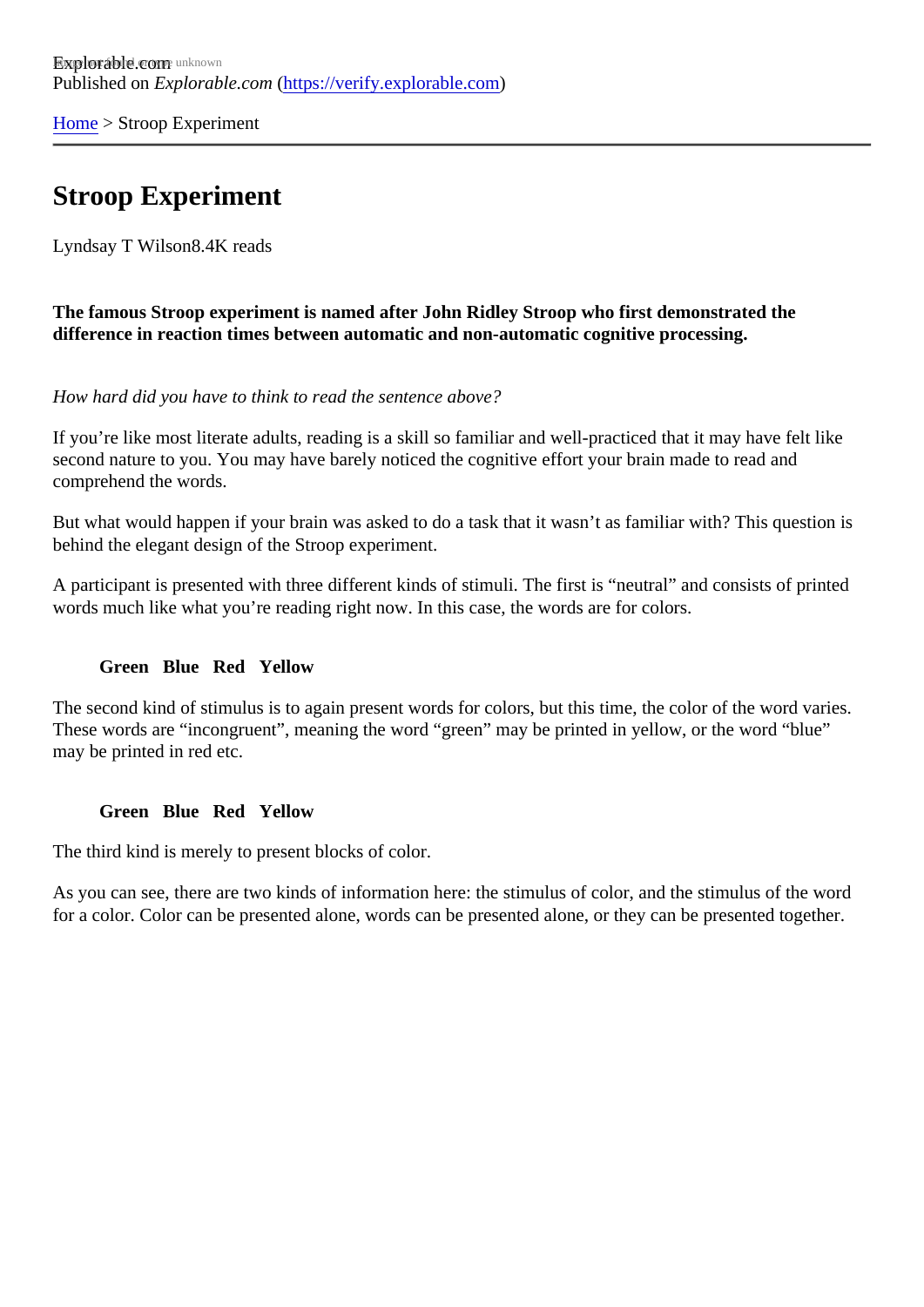Explorable.com
Published on *Explorable.com* (https://verify.explorable.com)

Home > Stroop Experiment

# Stroop Experiment

Lyndsay T Wilson8.4K reads

**The famous Stroop experiment is named after John Ridley Stroop who first demonstrated the difference in reaction times between automatic and non-automatic cognitive processing.**

*How hard did you have to think to read the sentence above?*

If you're like most literate adults, reading is a skill so familiar and well-practiced that it may have felt like second nature to you. You may have barely noticed the cognitive effort your brain made to read and comprehend the words.

But what would happen if your brain was asked to do a task that it wasn't as familiar with? This question is behind the elegant design of the Stroop experiment.

A participant is presented with three different kinds of stimuli. The first is "neutral" and consists of printed words much like what you're reading right now. In this case, the words are for colors.

**Green Blue Red Yellow**

The second kind of stimulus is to again present words for colors, but this time, the color of the word varies. These words are "incongruent", meaning the word "green" may be printed in yellow, or the word "blue" may be printed in red etc.

**Green Blue Red Yellow**

The third kind is merely to present blocks of color.

As you can see, there are two kinds of information here: the stimulus of color, and the stimulus of the word for a color. Color can be presented alone, words can be presented alone, or they can be presented together.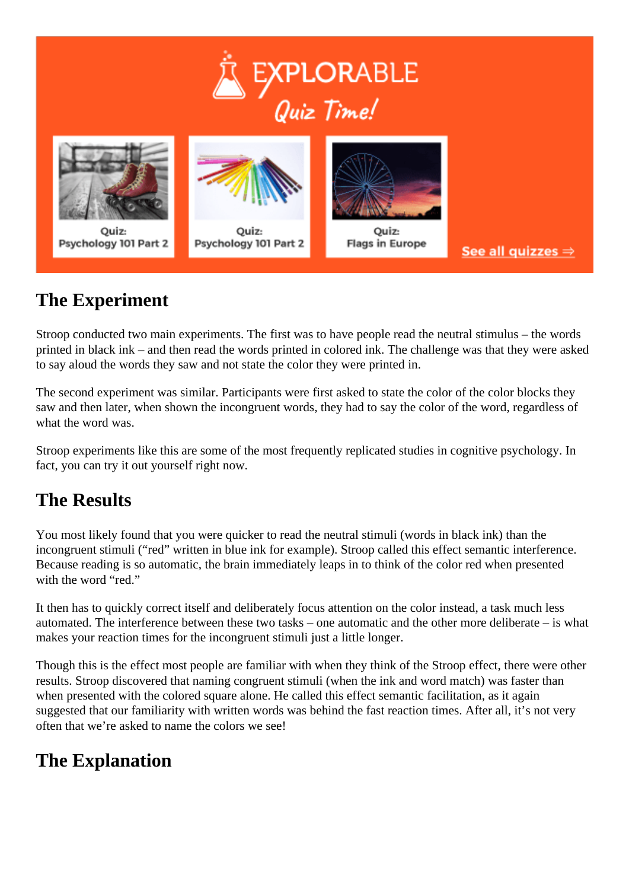## The Experiment

Stroop conducted two main experiments. The first was to have people read the neutral stimulus – the words printed in black ink – and then read the words printed in colored ink. The challenge was that they were asked to say aloud the words they saw and not state the color they were printed in.

The second experiment was similar. Participants were first asked to state the color of the color blocks they saw and then later, when shown the incongruent words, they had to say the color of the word, regardless of what the word was.

Stroop experiments like this are some of the most frequently replicated studies in cognitive psychology. In fact, you can try it out yourself right now.

## The Results

You most likely found that you were quicker to read the neutral stimuli (words in black ink) than the incongruent stimuli ("red" written in blue ink for example). Stroop called this effect semantic interference. Because reading is so automatic, the brain immediately leaps in to think of the color red when presented with the word "red."

It then has to quickly correct itself and deliberately focus attention on the color instead, a task much less automated. The interference between these two tasks – one automatic and the other more deliberate – is what makes your reaction times for the incongruent stimuli just a little longer.

Though this is the effect most people are familiar with when they think of the Stroop effect, there were other results. Stroop discovered that naming congruent stimuli (when the ink and word match) was faster than when presented with the colored square alone. He called this effect semantic facilitation, as it again suggested that our familiarity with written words was behind the fast reaction times. After all, it's not very often that we're asked to name the colors we see!

## The Explanation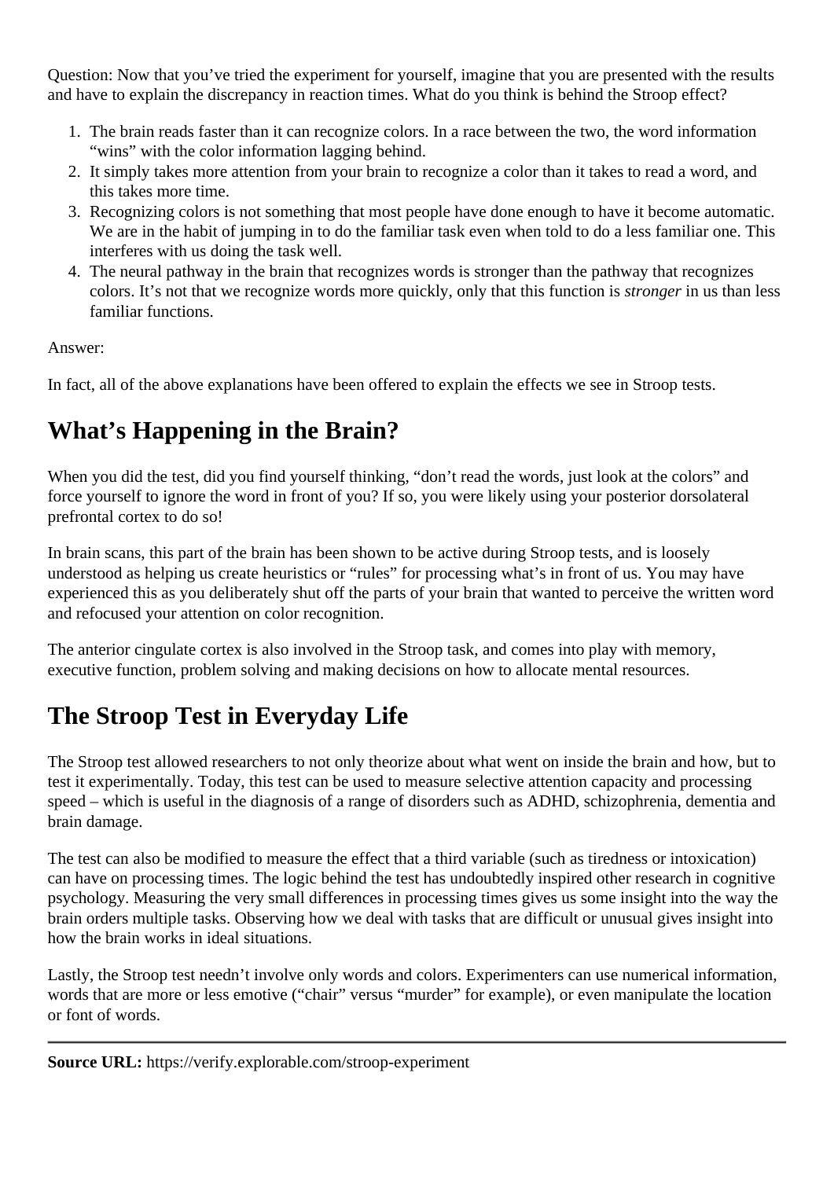Question: Now that you've tried the experiment for yourself, imagine that you are presented with the results and have to explain the discrepancy in reaction times. What do you think is behind the Stroop effect?

1. The brain reads faster than it can recognize colors. In a race between the two, the word information "wins" with the color information lagging behind.
2. It simply takes more attention from your brain to recognize a color than it takes to read a word, and this takes more time.
3. Recognizing colors is not something that most people have done enough to have it become automatic. We are in the habit of jumping in to do the familiar task even when told to do a less familiar one. This interferes with us doing the task well.
4. The neural pathway in the brain that recognizes words is stronger than the pathway that recognizes colors. It's not that we recognize words more quickly, only that this function is *stronger* in us than less familiar functions.

Answer:

In fact, all of the above explanations have been offered to explain the effects we see in Stroop tests.

## What's Happening in the Brain?

When you did the test, did you find yourself thinking, "don't read the words, just look at the colors" and force yourself to ignore the word in front of you? If so, you were likely using your posterior dorsolateral prefrontal cortex to do so!

In brain scans, this part of the brain has been shown to be active during Stroop tests, and is loosely understood as helping us create heuristics or "rules" for processing what's in front of us. You may have experienced this as you deliberately shut off the parts of your brain that wanted to perceive the written word and refocused your attention on color recognition.

The anterior cingulate cortex is also involved in the Stroop task, and comes into play with memory, executive function, problem solving and making decisions on how to allocate mental resources.

## The Stroop Test in Everyday Life

The Stroop test allowed researchers to not only theorize about what went on inside the brain and how, but to test it experimentally. Today, this test can be used to measure selective attention capacity and processing speed – which is useful in the diagnosis of a range of disorders such as ADHD, schizophrenia, dementia and brain damage.

The test can also be modified to measure the effect that a third variable (such as tiredness or intoxication) can have on processing times. The logic behind the test has undoubtedly inspired other research in cognitive psychology. Measuring the very small differences in processing times gives us some insight into the way the brain orders multiple tasks. Observing how we deal with tasks that are difficult or unusual gives insight into how the brain works in ideal situations.

Lastly, the Stroop test needn't involve only words and colors. Experimenters can use numerical information, words that are more or less emotive ("chair" versus "murder" for example), or even manipulate the location or font of words.

---

**Source URL:** https://verify.explorable.com/stroop-experiment